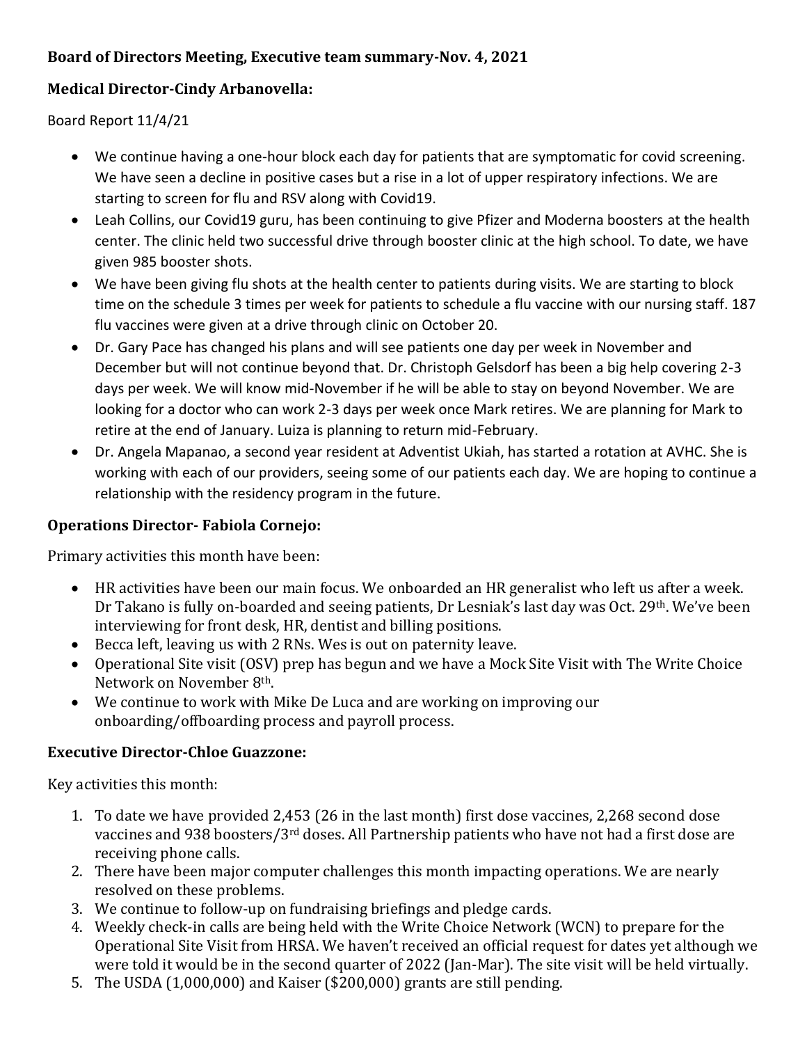**Board of Directors Meeting, Executive team summary-Nov. 4, 2021**

**Medical Director-Cindy Arbanovella:**

Board Report 11/4/21

- We continue having a one-hour block each day for patients that are symptomatic for covid screening. We have seen a decline in positive cases but a rise in a lot of upper respiratory infections. We are starting to screen for flu and RSV along with Covid19.
- Leah Collins, our Covid19 guru, has been continuing to give Pfizer and Moderna boosters at the health center. The clinic held two successful drive through booster clinic at the high school. To date, we have given 985 booster shots.
- We have been giving flu shots at the health center to patients during visits. We are starting to block time on the schedule 3 times per week for patients to schedule a flu vaccine with our nursing staff. 187 flu vaccines were given at a drive through clinic on October 20.
- Dr. Gary Pace has changed his plans and will see patients one day per week in November and December but will not continue beyond that. Dr. Christoph Gelsdorf has been a big help covering 2-3 days per week. We will know mid-November if he will be able to stay on beyond November. We are looking for a doctor who can work 2-3 days per week once Mark retires. We are planning for Mark to retire at the end of January. Luiza is planning to return mid-February.
- Dr. Angela Mapanao, a second year resident at Adventist Ukiah, has started a rotation at AVHC. She is working with each of our providers, seeing some of our patients each day. We are hoping to continue a relationship with the residency program in the future.

**Operations Director- Fabiola Cornejo:**

Primary activities this month have been:

- HR activities have been our main focus. We onboarded an HR generalist who left us after a week. Dr Takano is fully on-boarded and seeing patients, Dr Lesniak's last day was Oct. 29th. We've been interviewing for front desk, HR, dentist and billing positions.
- Becca left, leaving us with 2 RNs. Wes is out on paternity leave.
- Operational Site visit (OSV) prep has begun and we have a Mock Site Visit with The Write Choice Network on November 8th.
- We continue to work with Mike De Luca and are working on improving our onboarding/offboarding process and payroll process.

**Executive Director-Chloe Guazzone:**

Key activities this month:

1. To date we have provided 2,453 (26 in the last month) first dose vaccines, 2,268 second dose vaccines and 938 boosters/3rd doses. All Partnership patients who have not had a first dose are receiving phone calls.
2. There have been major computer challenges this month impacting operations. We are nearly resolved on these problems.
3. We continue to follow-up on fundraising briefings and pledge cards.
4. Weekly check-in calls are being held with the Write Choice Network (WCN) to prepare for the Operational Site Visit from HRSA. We haven't received an official request for dates yet although we were told it would be in the second quarter of 2022 (Jan-Mar). The site visit will be held virtually.
5. The USDA (1,000,000) and Kaiser ($200,000) grants are still pending.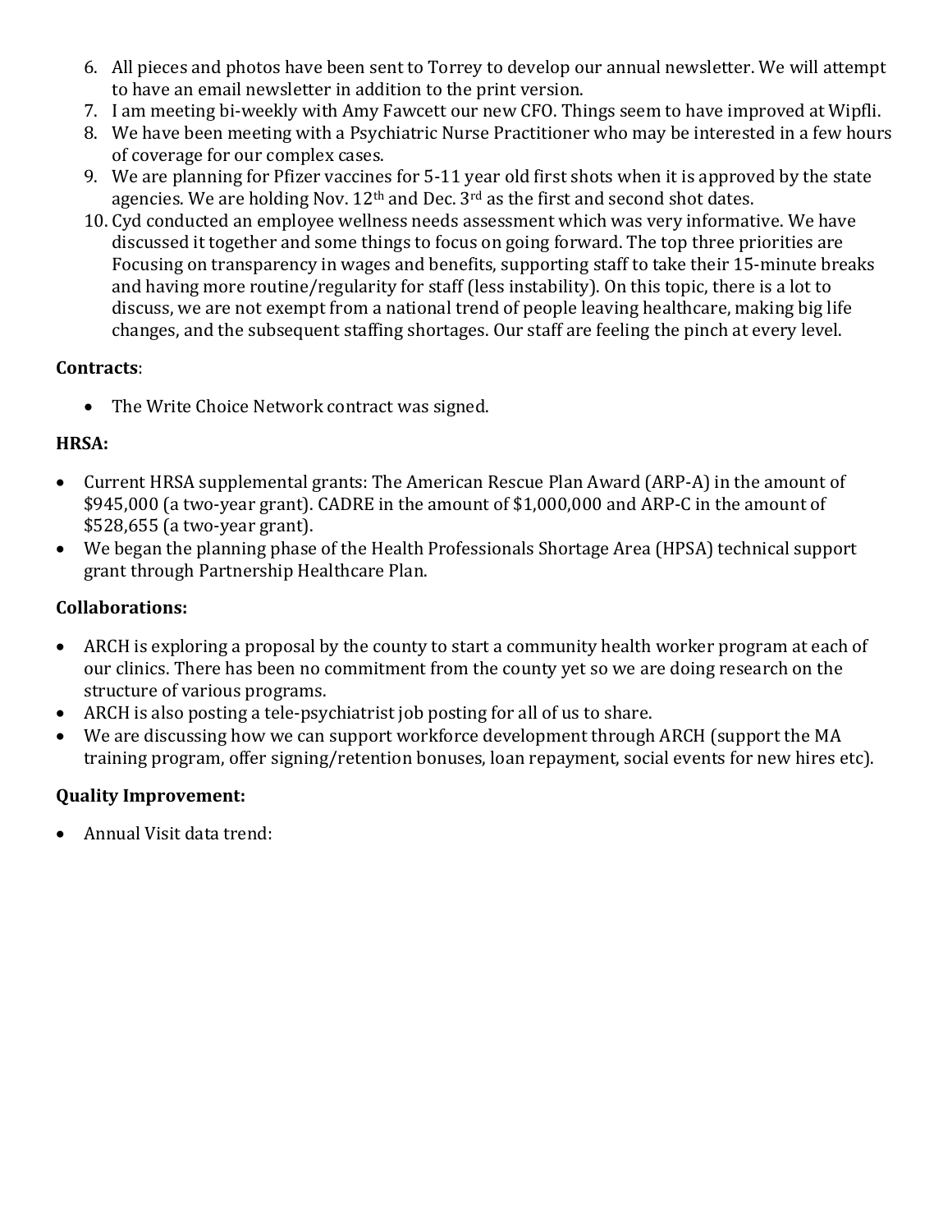6. All pieces and photos have been sent to Torrey to develop our annual newsletter. We will attempt to have an email newsletter in addition to the print version.
7. I am meeting bi-weekly with Amy Fawcett our new CFO. Things seem to have improved at Wipfli.
8. We have been meeting with a Psychiatric Nurse Practitioner who may be interested in a few hours of coverage for our complex cases.
9. We are planning for Pfizer vaccines for 5-11 year old first shots when it is approved by the state agencies. We are holding Nov. 12th and Dec. 3rd as the first and second shot dates.
10. Cyd conducted an employee wellness needs assessment which was very informative. We have discussed it together and some things to focus on going forward. The top three priorities are Focusing on transparency in wages and benefits, supporting staff to take their 15-minute breaks and having more routine/regularity for staff (less instability). On this topic, there is a lot to discuss, we are not exempt from a national trend of people leaving healthcare, making big life changes, and the subsequent staffing shortages. Our staff are feeling the pinch at every level.

**Contracts**:

- The Write Choice Network contract was signed.

**HRSA:**

- Current HRSA supplemental grants: The American Rescue Plan Award (ARP-A) in the amount of $945,000 (a two-year grant). CADRE in the amount of $1,000,000 and ARP-C in the amount of $528,655 (a two-year grant).
- We began the planning phase of the Health Professionals Shortage Area (HPSA) technical support grant through Partnership Healthcare Plan.

**Collaborations:**

- ARCH is exploring a proposal by the county to start a community health worker program at each of our clinics. There has been no commitment from the county yet so we are doing research on the structure of various programs.
- ARCH is also posting a tele-psychiatrist job posting for all of us to share.
- We are discussing how we can support workforce development through ARCH (support the MA training program, offer signing/retention bonuses, loan repayment, social events for new hires etc).

**Quality Improvement:**

- Annual Visit data trend: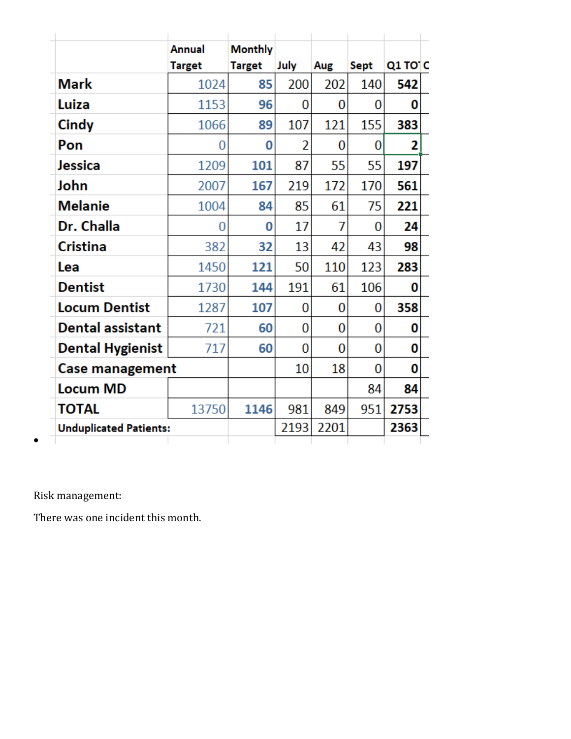| | Annual Target | Monthly Target | July | Aug | Sept | Q1 TO C |
|---|---|---|---|---|---|---|
| **Mark** | 1024 | **85** | 200 | 202 | 140 | **542** |
| **Luiza** | 1153 | **96** | 0 | 0 | 0 | **0** |
| **Cindy** | 1066 | **89** | 107 | 121 | 155 | **383** |
| **Pon** | 0 | **0** | 2 | 0 | 0 | **2** |
| **Jessica** | 1209 | **101** | 87 | 55 | 55 | **197** |
| **John** | 2007 | **167** | 219 | 172 | 170 | **561** |
| **Melanie** | 1004 | **84** | 85 | 61 | 75 | **221** |
| **Dr. Challa** | 0 | **0** | 17 | 7 | 0 | **24** |
| **Cristina** | 382 | **32** | 13 | 42 | 43 | **98** |
| **Lea** | 1450 | **121** | 50 | 110 | 123 | **283** |
| **Dentist** | 1730 | **144** | 191 | 61 | 106 | **0** |
| **Locum Dentist** | 1287 | **107** | 0 | 0 | 0 | **358** |
| **Dental assistant** | 721 | **60** | 0 | 0 | 0 | **0** |
| **Dental Hygienist** | 717 | **60** | 0 | 0 | 0 | **0** |
| **Case management** | | | 10 | 18 | 0 | **0** |
| **Locum MD** | | | | | 84 | **84** |
| **TOTAL** | 13750 | **1146** | 981 | 849 | 951 | **2753** |
| **Unduplicated Patients:** | | | 2193 | 2201 | | **2363** |

Risk management:

There was one incident this month.